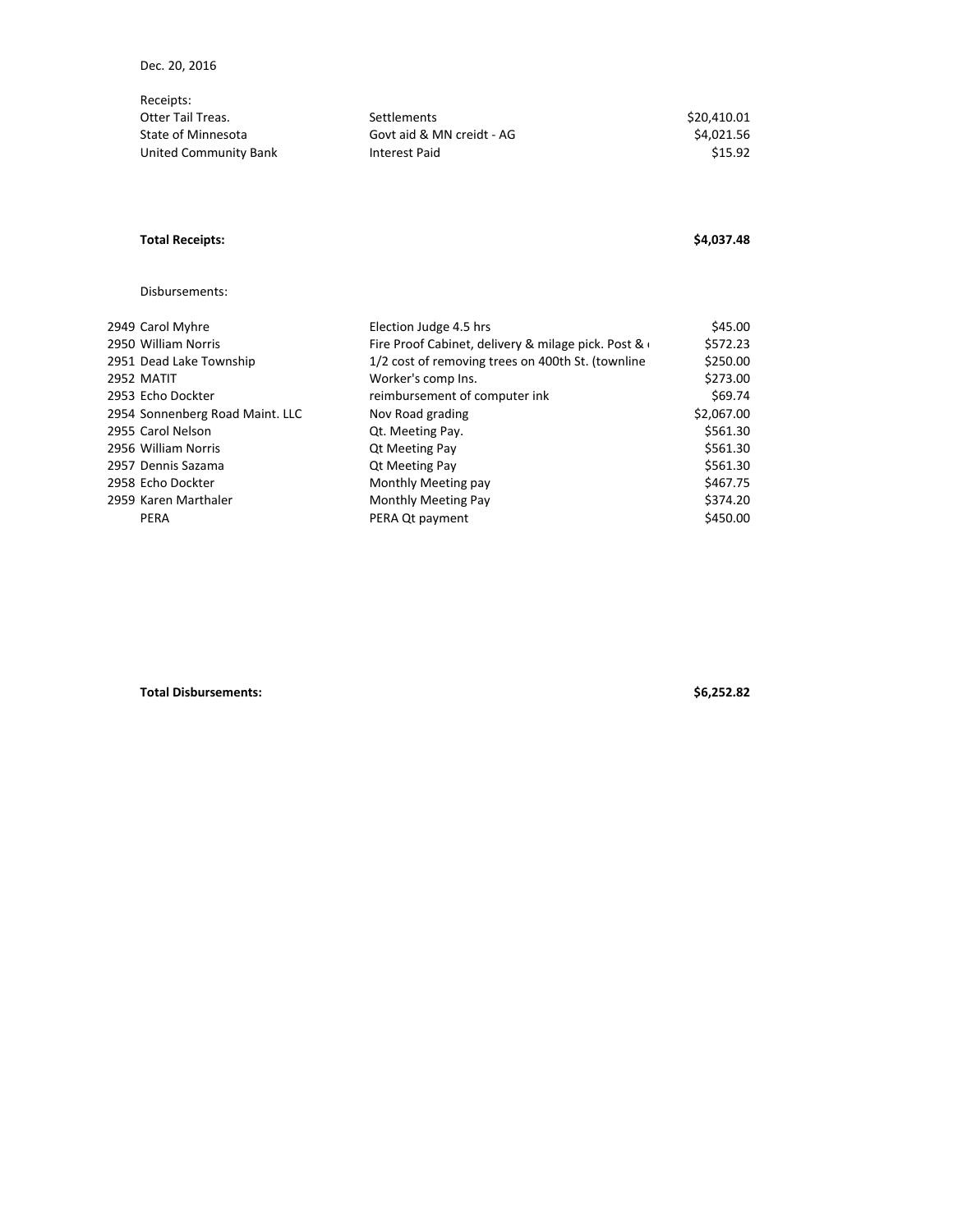Dec. 20, 2016

Receipts:

| | | |
|---|---|---|
| Otter Tail Treas. | Settlements | $20,410.01 |
| State of Minnesota | Govt aid & MN creidt - AG | $4,021.56 |
| United Community Bank | Interest Paid | $15.92 |

**Total Receipts:** **$4,037.48**

Disbursements:

| | | | |
|---|---|---|---|
| 2949 | Carol Myhre | Election Judge 4.5 hrs | $45.00 |
| 2950 | William Norris | Fire Proof Cabinet, delivery & milage pick. Post & ( | $572.23 |
| 2951 | Dead Lake Township | 1/2 cost of removing trees on 400th St. (townline | $250.00 |
| 2952 | MATIT | Worker's comp Ins. | $273.00 |
| 2953 | Echo Dockter | reimbursement of computer ink | $69.74 |
| 2954 | Sonnenberg Road Maint. LLC | Nov Road grading | $2,067.00 |
| 2955 | Carol Nelson | Qt. Meeting Pay. | $561.30 |
| 2956 | William Norris | Qt Meeting Pay | $561.30 |
| 2957 | Dennis Sazama | Qt Meeting Pay | $561.30 |
| 2958 | Echo Dockter | Monthly Meeting pay | $467.75 |
| 2959 | Karen Marthaler | Monthly Meeting Pay | $374.20 |
| | PERA | PERA Qt payment | $450.00 |

**Total Disbursements:** **$6,252.82**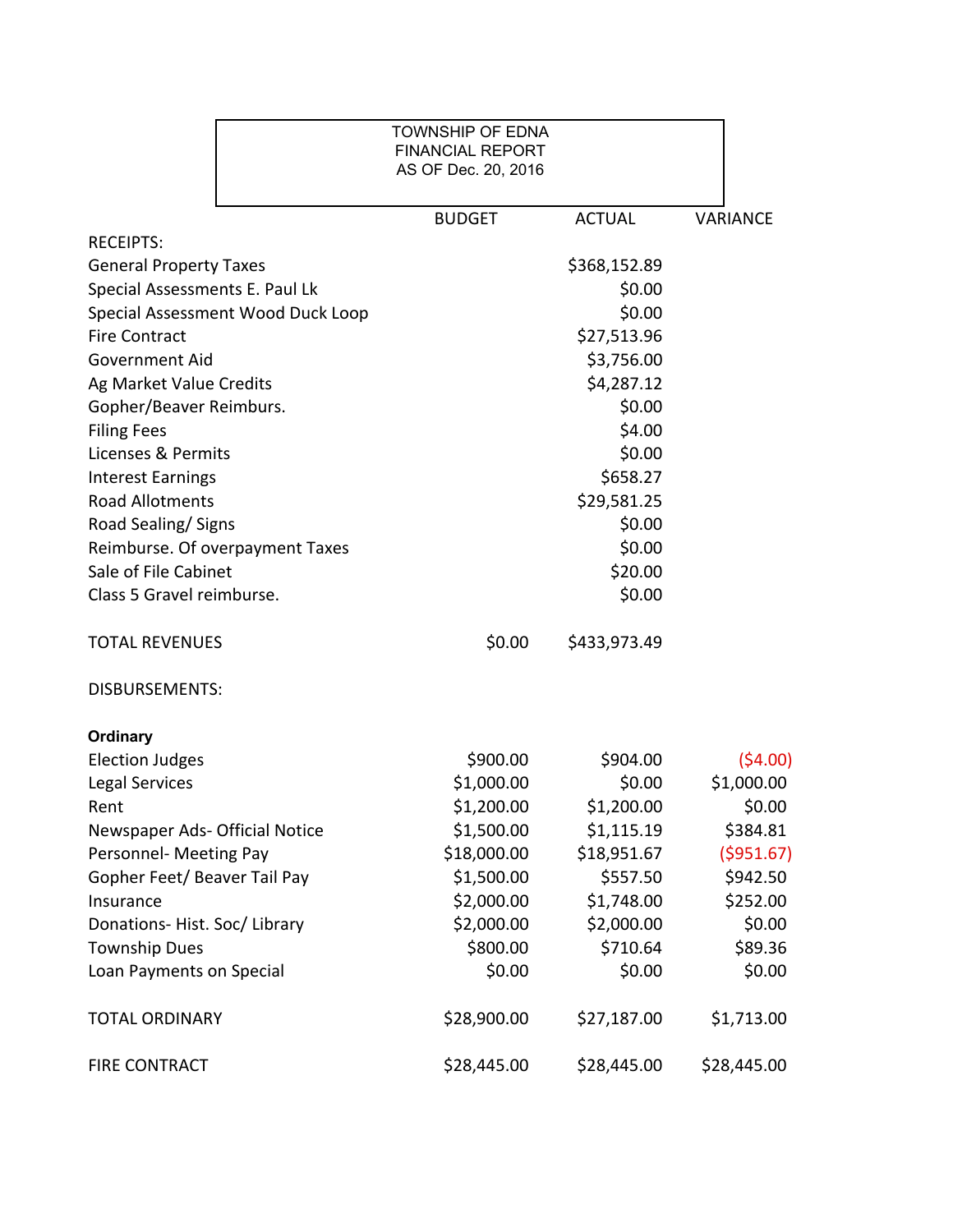TOWNSHIP OF EDNA
FINANCIAL REPORT
AS OF Dec. 20, 2016

| | BUDGET | ACTUAL | VARIANCE |
|---|---|---|---|
| RECEIPTS: | | | |
| General Property Taxes | | $368,152.89 | |
| Special Assessments E. Paul Lk | | $0.00 | |
| Special Assessment Wood Duck Loop | | $0.00 | |
| Fire Contract | | $27,513.96 | |
| Government Aid | | $3,756.00 | |
| Ag Market Value Credits | | $4,287.12 | |
| Gopher/Beaver Reimburs. | | $0.00 | |
| Filing Fees | | $4.00 | |
| Licenses & Permits | | $0.00 | |
| Interest Earnings | | $658.27 | |
| Road Allotments | | $29,581.25 | |
| Road Sealing/ Signs | | $0.00 | |
| Reimburse. Of overpayment Taxes | | $0.00 | |
| Sale of File Cabinet | | $20.00 | |
| Class 5 Gravel reimburse. | | $0.00 | |
| | | | |
| TOTAL REVENUES | $0.00 | $433,973.49 | |
| | | | |
| DISBURSEMENTS: | | | |
| | | | |
| **Ordinary** | | | |
| Election Judges | $900.00 | $904.00 | ($4.00) |
| Legal Services | $1,000.00 | $0.00 | $1,000.00 |
| Rent | $1,200.00 | $1,200.00 | $0.00 |
| Newspaper Ads- Official Notice | $1,500.00 | $1,115.19 | $384.81 |
| Personnel- Meeting Pay | $18,000.00 | $18,951.67 | ($951.67) |
| Gopher Feet/ Beaver Tail Pay | $1,500.00 | $557.50 | $942.50 |
| Insurance | $2,000.00 | $1,748.00 | $252.00 |
| Donations- Hist. Soc/ Library | $2,000.00 | $2,000.00 | $0.00 |
| Township Dues | $800.00 | $710.64 | $89.36 |
| Loan Payments on Special | $0.00 | $0.00 | $0.00 |
| | | | |
| TOTAL ORDINARY | $28,900.00 | $27,187.00 | $1,713.00 |
| | | | |
| FIRE CONTRACT | $28,445.00 | $28,445.00 | $28,445.00 |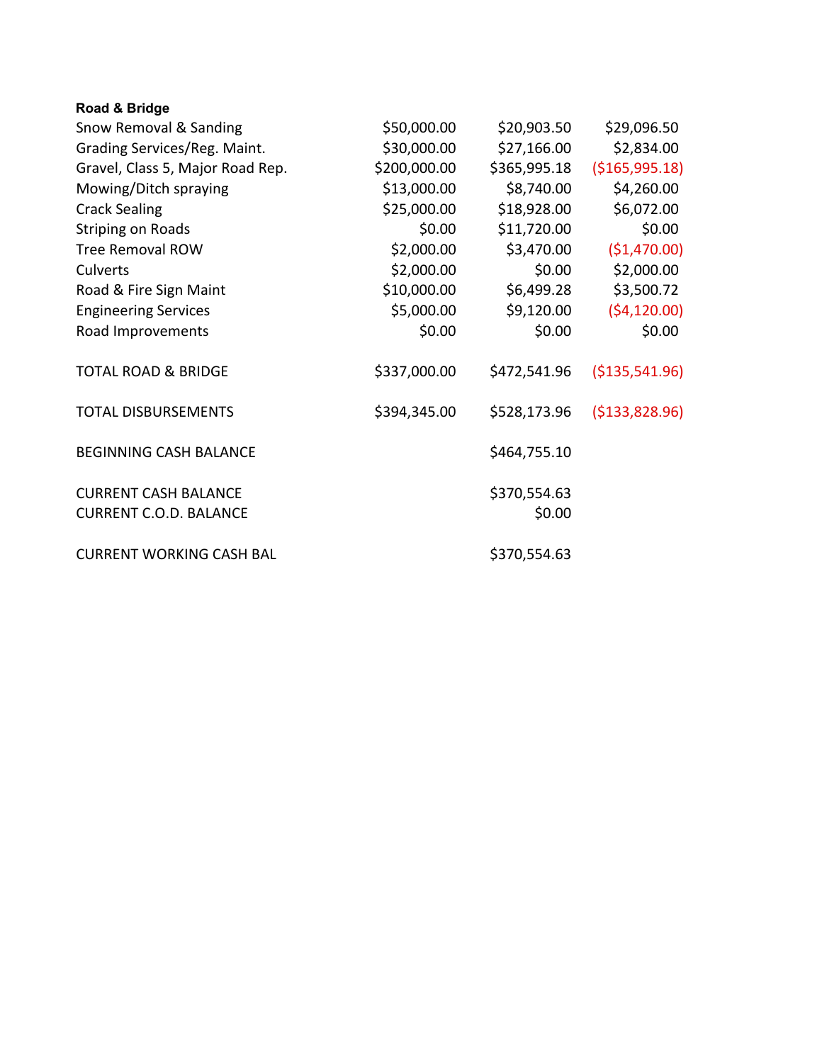**Road & Bridge**

| | | | |
|---|---|---|---|
| Snow Removal & Sanding | $50,000.00 | $20,903.50 | $29,096.50 |
| Grading Services/Reg. Maint. | $30,000.00 | $27,166.00 | $2,834.00 |
| Gravel, Class 5, Major Road Rep. | $200,000.00 | $365,995.18 | ($165,995.18) |
| Mowing/Ditch spraying | $13,000.00 | $8,740.00 | $4,260.00 |
| Crack Sealing | $25,000.00 | $18,928.00 | $6,072.00 |
| Striping on Roads | $0.00 | $11,720.00 | $0.00 |
| Tree Removal ROW | $2,000.00 | $3,470.00 | ($1,470.00) |
| Culverts | $2,000.00 | $0.00 | $2,000.00 |
| Road & Fire Sign Maint | $10,000.00 | $6,499.28 | $3,500.72 |
| Engineering Services | $5,000.00 | $9,120.00 | ($4,120.00) |
| Road Improvements | $0.00 | $0.00 | $0.00 |
| TOTAL ROAD & BRIDGE | $337,000.00 | $472,541.96 | ($135,541.96) |
| TOTAL DISBURSEMENTS | $394,345.00 | $528,173.96 | ($133,828.96) |
| BEGINNING CASH BALANCE | | $464,755.10 | |
| CURRENT CASH BALANCE | | $370,554.63 | |
| CURRENT C.O.D. BALANCE | | $0.00 | |
| CURRENT WORKING CASH BAL | | $370,554.63 | |